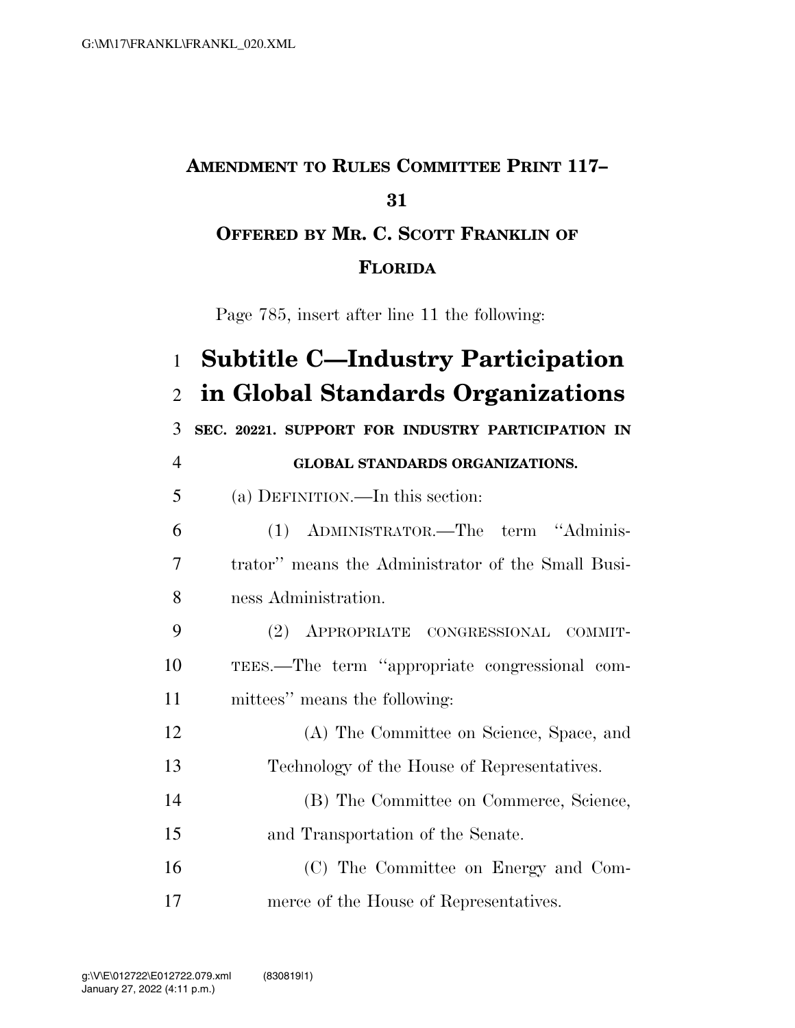# AMENDMENT TO RULES COMMITTEE PRINT 117–31

## OFFERED BY MR. C. SCOTT FRANKLIN OF FLORIDA

Page 785, insert after line 11 the following:

# Subtitle C—Industry Participation in Global Standards Organizations

**SEC. 20221. SUPPORT FOR INDUSTRY PARTICIPATION IN GLOBAL STANDARDS ORGANIZATIONS.**

(a) DEFINITION.—In this section:

(1) ADMINISTRATOR.—The term "Administrator" means the Administrator of the Small Business Administration.

(2) APPROPRIATE CONGRESSIONAL COMMITTEES.—The term "appropriate congressional committees" means the following:

(A) The Committee on Science, Space, and Technology of the House of Representatives.

(B) The Committee on Commerce, Science, and Transportation of the Senate.

(C) The Committee on Energy and Commerce of the House of Representatives.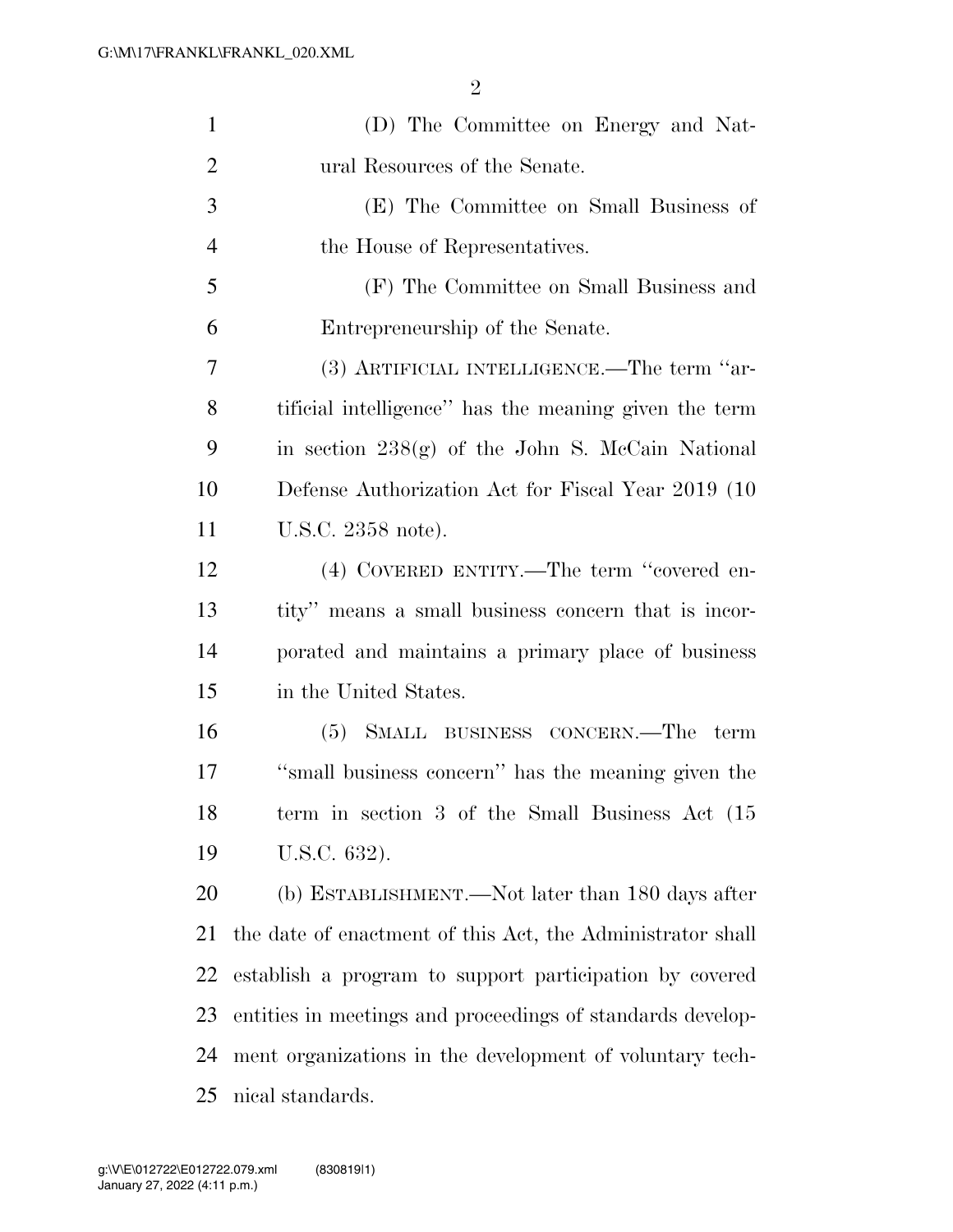(D) The Committee on Energy and Natural Resources of the Senate.

(E) The Committee on Small Business of the House of Representatives.

(F) The Committee on Small Business and Entrepreneurship of the Senate.

(3) ARTIFICIAL INTELLIGENCE.—The term ''artificial intelligence'' has the meaning given the term in section 238(g) of the John S. McCain National Defense Authorization Act for Fiscal Year 2019 (10 U.S.C. 2358 note).

(4) COVERED ENTITY.—The term ''covered entity'' means a small business concern that is incorporated and maintains a primary place of business in the United States.

(5) SMALL BUSINESS CONCERN.—The term ''small business concern'' has the meaning given the term in section 3 of the Small Business Act (15 U.S.C. 632).

(b) ESTABLISHMENT.—Not later than 180 days after the date of enactment of this Act, the Administrator shall establish a program to support participation by covered entities in meetings and proceedings of standards development organizations in the development of voluntary technical standards.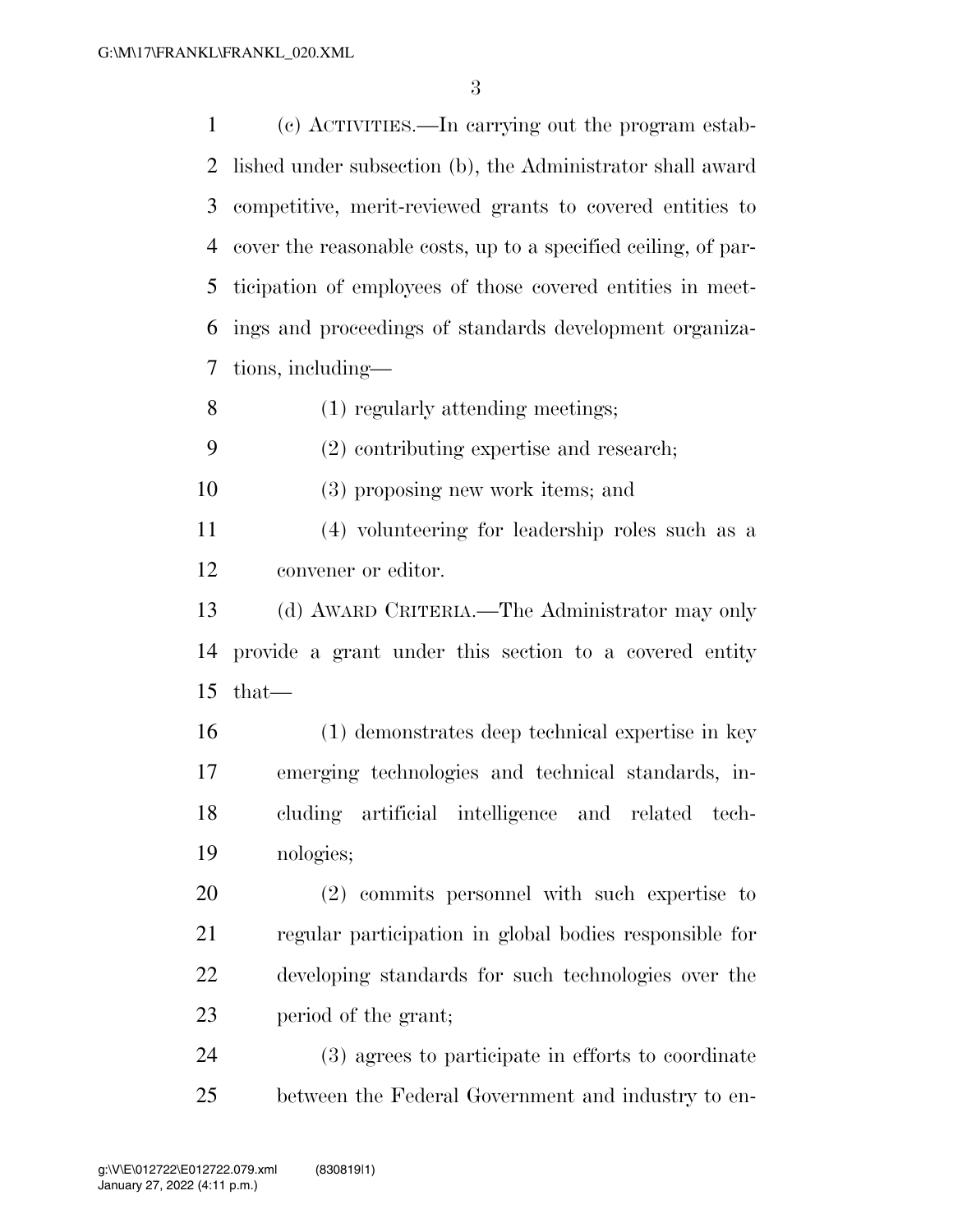(c) ACTIVITIES.—In carrying out the program established under subsection (b), the Administrator shall award competitive, merit-reviewed grants to covered entities to cover the reasonable costs, up to a specified ceiling, of participation of employees of those covered entities in meetings and proceedings of standards development organizations, including—

(1) regularly attending meetings;

(2) contributing expertise and research;

(3) proposing new work items; and

(4) volunteering for leadership roles such as a convener or editor.

(d) AWARD CRITERIA.—The Administrator may only provide a grant under this section to a covered entity that—

(1) demonstrates deep technical expertise in key emerging technologies and technical standards, including artificial intelligence and related technologies;

(2) commits personnel with such expertise to regular participation in global bodies responsible for developing standards for such technologies over the period of the grant;

(3) agrees to participate in efforts to coordinate between the Federal Government and industry to en-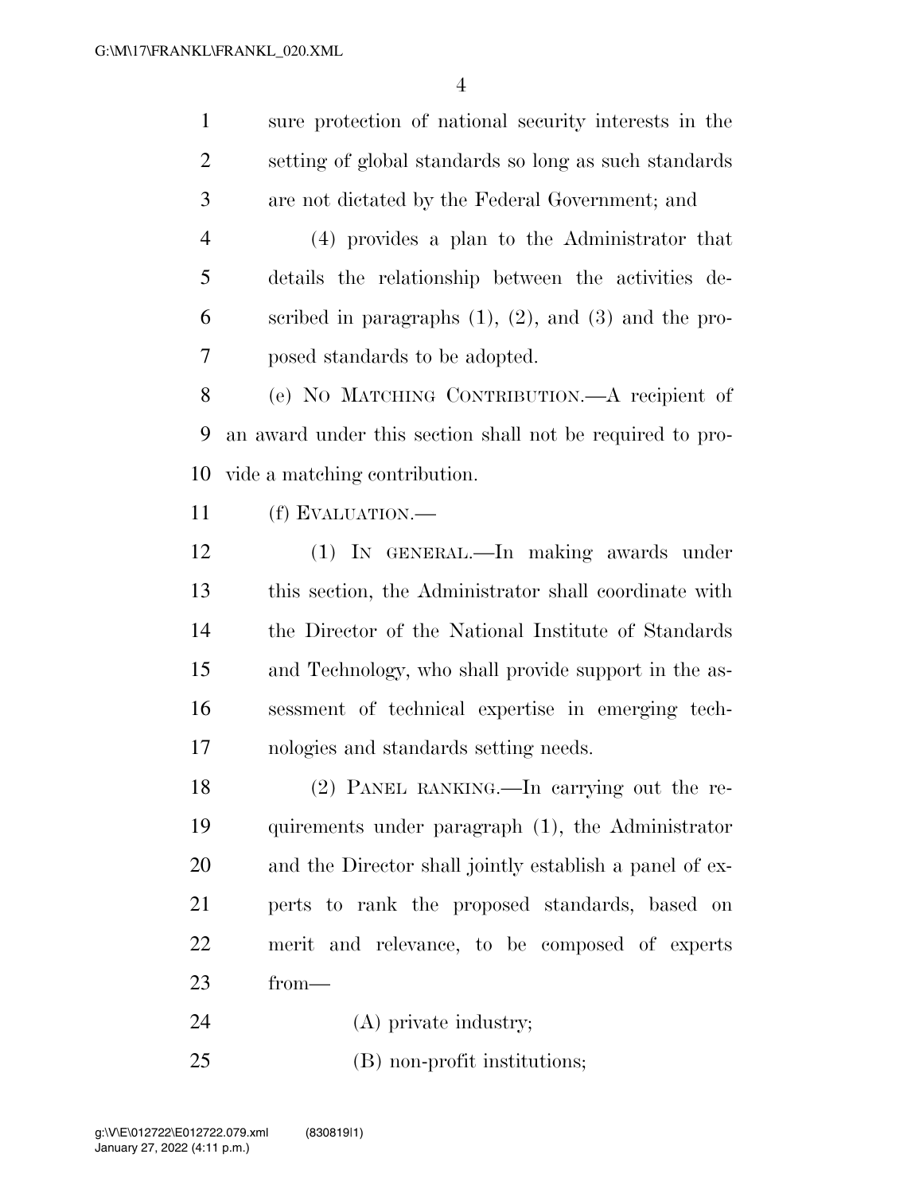sure protection of national security interests in the setting of global standards so long as such standards are not dictated by the Federal Government; and

(4) provides a plan to the Administrator that details the relationship between the activities described in paragraphs (1), (2), and (3) and the proposed standards to be adopted.

(e) NO MATCHING CONTRIBUTION.—A recipient of an award under this section shall not be required to provide a matching contribution.

(f) EVALUATION.—

(1) IN GENERAL.—In making awards under this section, the Administrator shall coordinate with the Director of the National Institute of Standards and Technology, who shall provide support in the assessment of technical expertise in emerging technologies and standards setting needs.

(2) PANEL RANKING.—In carrying out the requirements under paragraph (1), the Administrator and the Director shall jointly establish a panel of experts to rank the proposed standards, based on merit and relevance, to be composed of experts from—

(A) private industry;

(B) non-profit institutions;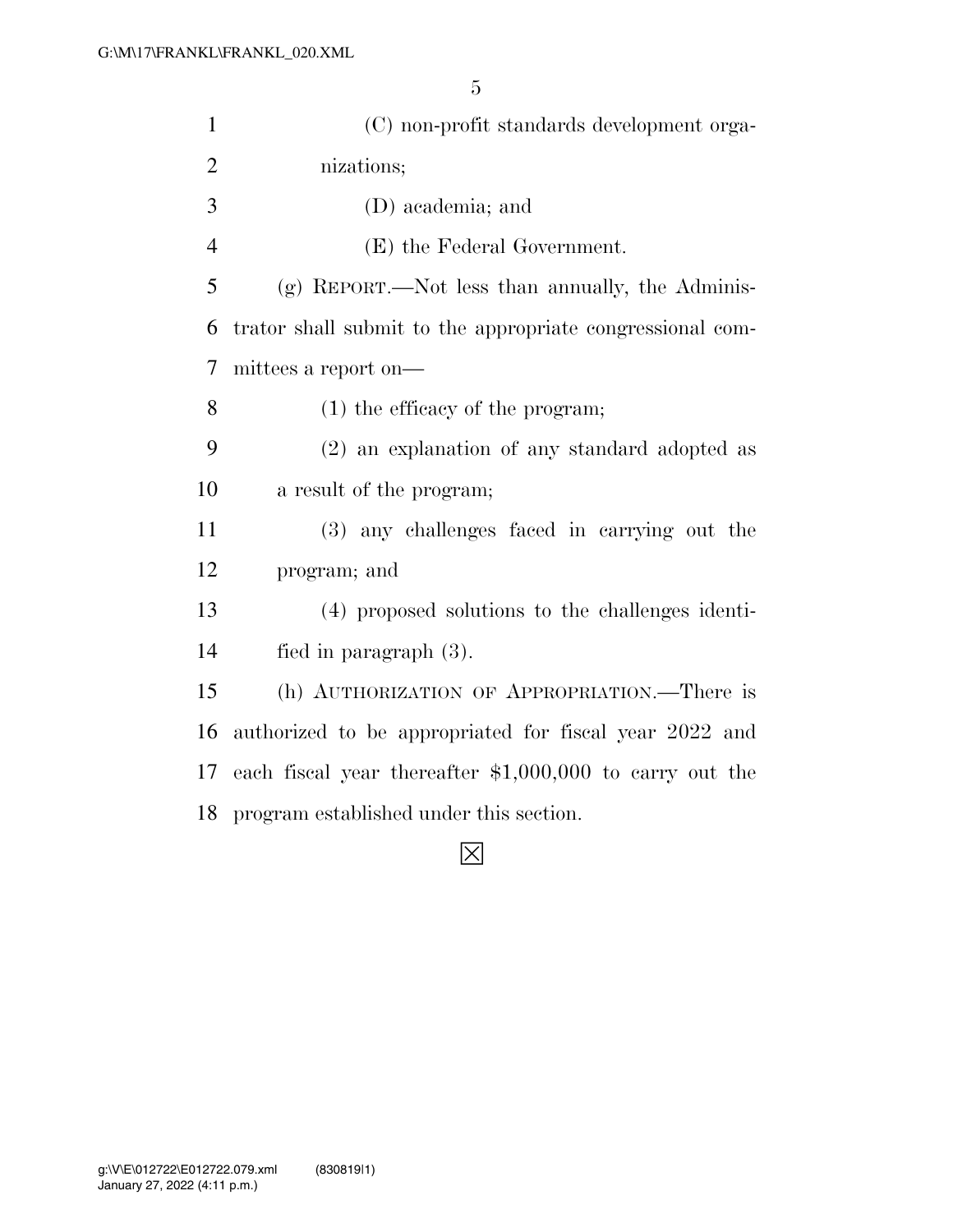(C) non-profit standards development organizations;

(D) academia; and

(E) the Federal Government.

(g) REPORT.—Not less than annually, the Administrator shall submit to the appropriate congressional committees a report on—

(1) the efficacy of the program;

(2) an explanation of any standard adopted as a result of the program;

(3) any challenges faced in carrying out the program; and

(4) proposed solutions to the challenges identified in paragraph (3).

(h) AUTHORIZATION OF APPROPRIATION.—There is authorized to be appropriated for fiscal year 2022 and each fiscal year thereafter $1,000,000 to carry out the program established under this section.

☒